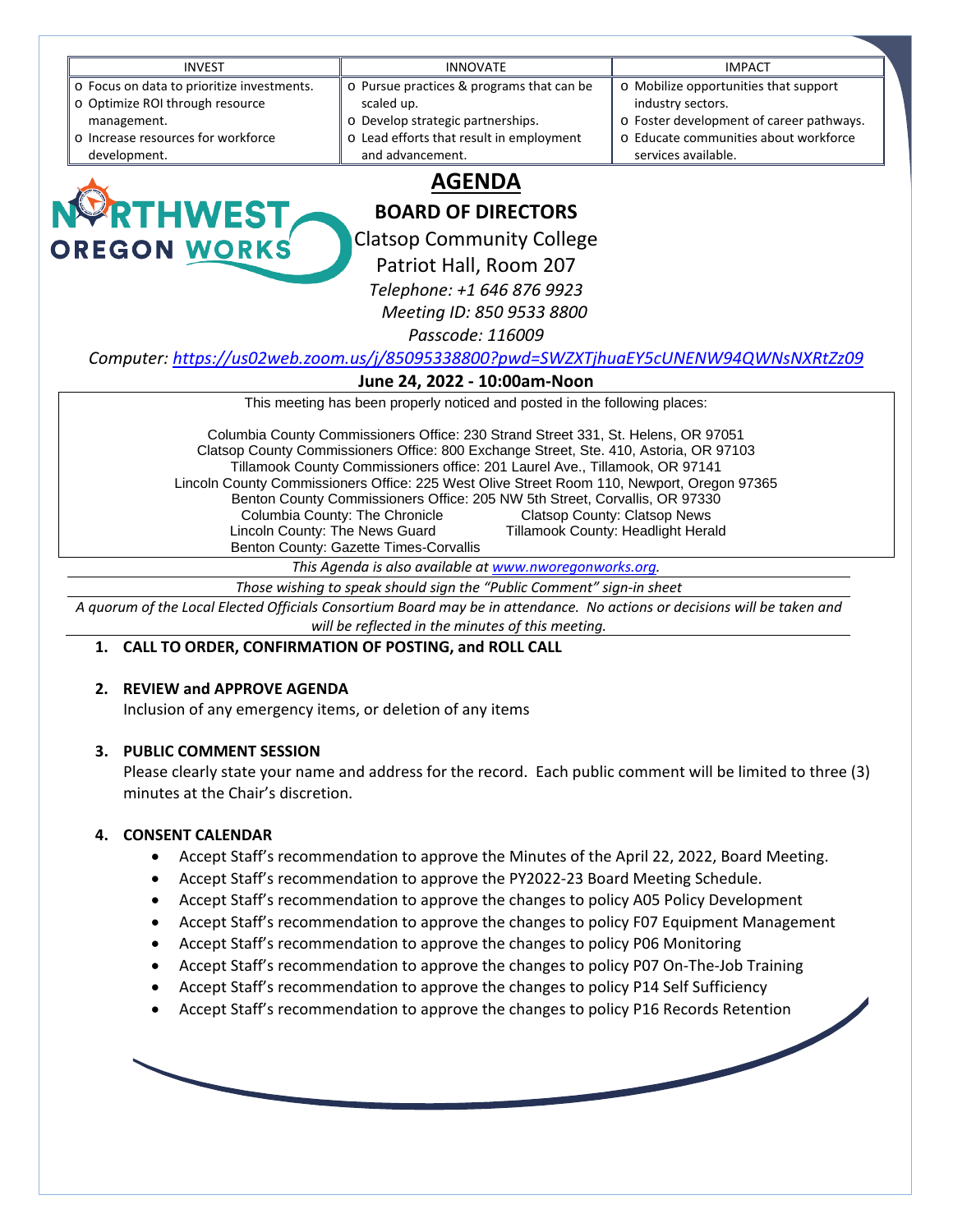| INVEST | INNOVATE | IMPACT |
| --- | --- | --- |
| o Focus on data to prioritize investments.<br>o Optimize ROI through resource management.<br>o Increase resources for workforce development. | o Pursue practices & programs that can be scaled up.<br>o Develop strategic partnerships.<br>o Lead efforts that result in employment and advancement. | o Mobilize opportunities that support industry sectors.<br>o Foster development of career pathways.<br>o Educate communities about workforce services available. |

NORTHWEST OREGON WORKS

# AGENDA

## BOARD OF DIRECTORS

Clatsop Community College
Patriot Hall, Room 207

*Telephone: +1 646 876 9923*
*Meeting ID: 850 9533 8800*
*Passcode: 116009*

*Computer: https://us02web.zoom.us/j/85095338800?pwd=SWZXTjhuaEY5cUNENW94QWNsNXRtZz09*

**June 24, 2022 - 10:00am-Noon**

This meeting has been properly noticed and posted in the following places:

Columbia County Commissioners Office: 230 Strand Street 331, St. Helens, OR 97051
Clatsop County Commissioners Office: 800 Exchange Street, Ste. 410, Astoria, OR 97103
Tillamook County Commissioners office: 201 Laurel Ave., Tillamook, OR 97141
Lincoln County Commissioners Office: 225 West Olive Street Room 110, Newport, Oregon 97365
Benton County Commissioners Office: 205 NW 5th Street, Corvallis, OR 97330
Columbia County: The Chronicle — Clatsop County: Clatsop News
Lincoln County: The News Guard — Tillamook County: Headlight Herald
Benton County: Gazette Times-Corvallis

*This Agenda is also available at www.nworegonworks.org.*

*Those wishing to speak should sign the "Public Comment" sign-in sheet*

*A quorum of the Local Elected Officials Consortium Board may be in attendance. No actions or decisions will be taken and will be reflected in the minutes of this meeting.*

1. **CALL TO ORDER, CONFIRMATION OF POSTING, and ROLL CALL**

2. **REVIEW and APPROVE AGENDA**
   Inclusion of any emergency items, or deletion of any items

3. **PUBLIC COMMENT SESSION**
   Please clearly state your name and address for the record. Each public comment will be limited to three (3) minutes at the Chair's discretion.

4. **CONSENT CALENDAR**
   - Accept Staff's recommendation to approve the Minutes of the April 22, 2022, Board Meeting.
   - Accept Staff's recommendation to approve the PY2022-23 Board Meeting Schedule.
   - Accept Staff's recommendation to approve the changes to policy A05 Policy Development
   - Accept Staff's recommendation to approve the changes to policy F07 Equipment Management
   - Accept Staff's recommendation to approve the changes to policy P06 Monitoring
   - Accept Staff's recommendation to approve the changes to policy P07 On-The-Job Training
   - Accept Staff's recommendation to approve the changes to policy P14 Self Sufficiency
   - Accept Staff's recommendation to approve the changes to policy P16 Records Retention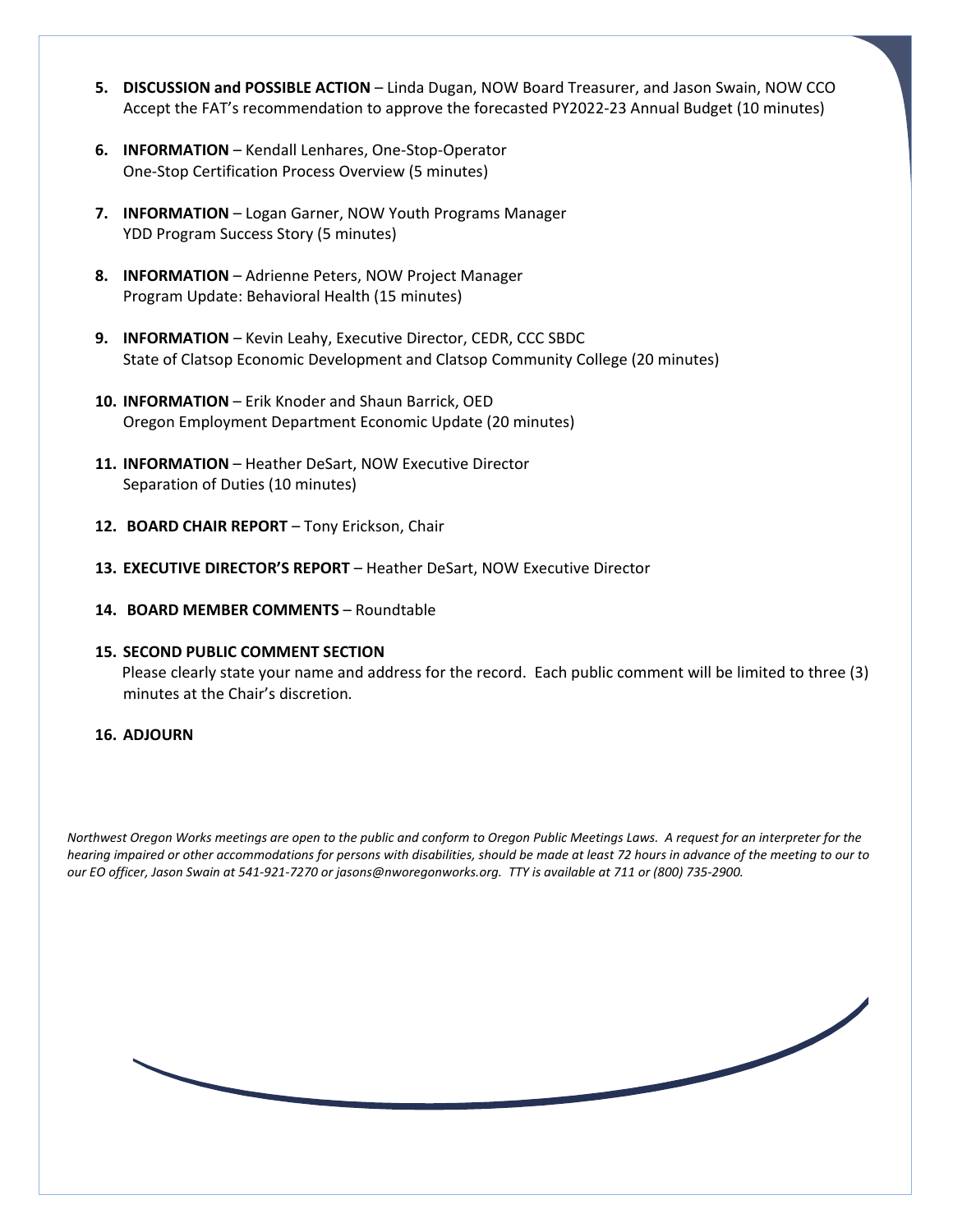5. **DISCUSSION and POSSIBLE ACTION** – Linda Dugan, NOW Board Treasurer, and Jason Swain, NOW CCO
   Accept the FAT's recommendation to approve the forecasted PY2022-23 Annual Budget (10 minutes)

6. **INFORMATION** – Kendall Lenhares, One-Stop-Operator
   One-Stop Certification Process Overview (5 minutes)

7. **INFORMATION** – Logan Garner, NOW Youth Programs Manager
   YDD Program Success Story (5 minutes)

8. **INFORMATION** – Adrienne Peters, NOW Project Manager
   Program Update: Behavioral Health (15 minutes)

9. **INFORMATION** – Kevin Leahy, Executive Director, CEDR, CCC SBDC
   State of Clatsop Economic Development and Clatsop Community College (20 minutes)

10. **INFORMATION** – Erik Knoder and Shaun Barrick, OED
    Oregon Employment Department Economic Update (20 minutes)

11. **INFORMATION** – Heather DeSart, NOW Executive Director
    Separation of Duties (10 minutes)

12. **BOARD CHAIR REPORT** – Tony Erickson, Chair

13. **EXECUTIVE DIRECTOR'S REPORT** – Heather DeSart, NOW Executive Director

14. **BOARD MEMBER COMMENTS** – Roundtable

15. **SECOND PUBLIC COMMENT SECTION**
    Please clearly state your name and address for the record. Each public comment will be limited to three (3) minutes at the Chair's discretion.

16. **ADJOURN**

*Northwest Oregon Works meetings are open to the public and conform to Oregon Public Meetings Laws. A request for an interpreter for the hearing impaired or other accommodations for persons with disabilities, should be made at least 72 hours in advance of the meeting to our to our EO officer, Jason Swain at 541-921-7270 or jasons@nworegonworks.org. TTY is available at 711 or (800) 735-2900.*